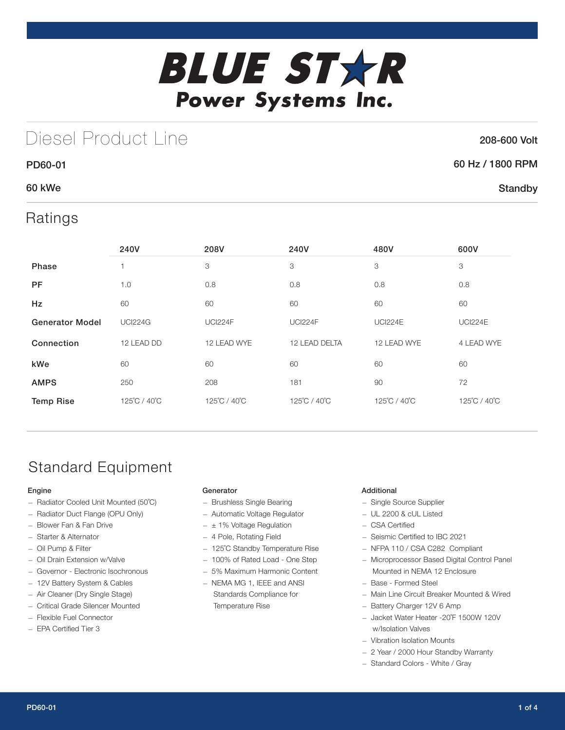# BLUE STAR Power Systems Inc.

## Diesel Product Line

**208-600 Volt**

**PD60-01**

**60 Hz / 1800 RPM**

**60 kWe**

**Standby**

## Ratings

| | 240V | 208V | 240V | 480V | 600V |
|---|---|---|---|---|---|
| **Phase** | 1 | 3 | 3 | 3 | 3 |
| **PF** | 1.0 | 0.8 | 0.8 | 0.8 | 0.8 |
| **Hz** | 60 | 60 | 60 | 60 | 60 |
| **Generator Model** | UCI224G | UCI224F | UCI224F | UCI224E | UCI224E |
| **Connection** | 12 LEAD DD | 12 LEAD WYE | 12 LEAD DELTA | 12 LEAD WYE | 4 LEAD WYE |
| **kWe** | 60 | 60 | 60 | 60 | 60 |
| **AMPS** | 250 | 208 | 181 | 90 | 72 |
| **Temp Rise** | 125˚C / 40˚C | 125˚C / 40˚C | 125˚C / 40˚C | 125˚C / 40˚C | 125˚C / 40˚C |

## Standard Equipment

### Engine

- Radiator Cooled Unit Mounted (50˚C)
- Radiator Duct Flange (OPU Only)
- Blower Fan & Fan Drive
- Starter & Alternator
- Oil Pump & Filter
- Oil Drain Extension w/Valve
- Governor - Electronic Isochronous
- 12V Battery System & Cables
- Air Cleaner (Dry Single Stage)
- Critical Grade Silencer Mounted
- Flexible Fuel Connector
- EPA Certified Tier 3

### Generator

- Brushless Single Bearing
- Automatic Voltage Regulator
- ± 1% Voltage Regulation
- 4 Pole, Rotating Field
- 125˚C Standby Temperature Rise
- 100% of Rated Load - One Step
- 5% Maximum Harmonic Content
- NEMA MG 1, IEEE and ANSI Standards Compliance for Temperature Rise

### Additional

- Single Source Supplier
- UL 2200 & cUL Listed
- CSA Certified
- Seismic Certified to IBC 2021
- NFPA 110 / CSA C282 Compliant
- Microprocessor Based Digital Control Panel Mounted in NEMA 12 Enclosure
- Base - Formed Steel
- Main Line Circuit Breaker Mounted & Wired
- Battery Charger 12V 6 Amp
- Jacket Water Heater -20˚F 1500W 120V w/Isolation Valves
- Vibration Isolation Mounts
- 2 Year / 2000 Hour Standby Warranty
- Standard Colors - White / Gray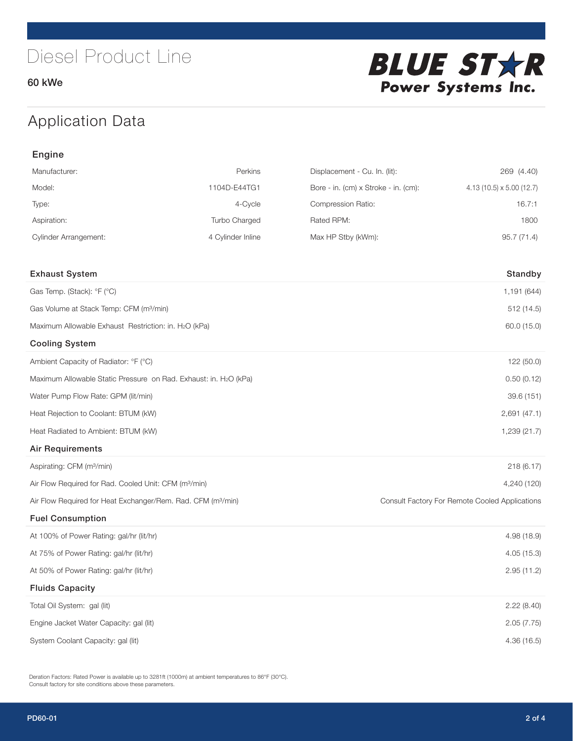# Diesel Product Line

60 kWe

BLUE STAR Power Systems Inc.

## Application Data

### Engine

| | | | |
|---|---|---|---|
| Manufacturer: | Perkins | Displacement - Cu. In. (lit): | 269 (4.40) |
| Model: | 1104D-E44TG1 | Bore - in. (cm) x Stroke - in. (cm): | 4.13 (10.5) x 5.00 (12.7) |
| Type: | 4-Cycle | Compression Ratio: | 16.7:1 |
| Aspiration: | Turbo Charged | Rated RPM: | 1800 |
| Cylinder Arrangement: | 4 Cylinder Inline | Max HP Stby (kWm): | 95.7 (71.4) |

| Exhaust System | Standby |
|---|---|
| Gas Temp. (Stack): °F (°C) | 1,191 (644) |
| Gas Volume at Stack Temp: CFM ($m^3$/min) | 512 (14.5) |
| Maximum Allowable Exhaust Restriction: in. $H_2O$ (kPa) | 60.0 (15.0) |
| **Cooling System** | |
| Ambient Capacity of Radiator: °F (°C) | 122 (50.0) |
| Maximum Allowable Static Pressure on Rad. Exhaust: in. $H_2O$ (kPa) | 0.50 (0.12) |
| Water Pump Flow Rate: GPM (lit/min) | 39.6 (151) |
| Heat Rejection to Coolant: BTUM (kW) | 2,691 (47.1) |
| Heat Radiated to Ambient: BTUM (kW) | 1,239 (21.7) |
| **Air Requirements** | |
| Aspirating: CFM ($m^3$/min) | 218 (6.17) |
| Air Flow Required for Rad. Cooled Unit: CFM ($m^3$/min) | 4,240 (120) |
| Air Flow Required for Heat Exchanger/Rem. Rad. CFM ($m^3$/min) | Consult Factory For Remote Cooled Applications |
| **Fuel Consumption** | |
| At 100% of Power Rating: gal/hr (lit/hr) | 4.98 (18.9) |
| At 75% of Power Rating: gal/hr (lit/hr) | 4.05 (15.3) |
| At 50% of Power Rating: gal/hr (lit/hr) | 2.95 (11.2) |
| **Fluids Capacity** | |
| Total Oil System: gal (lit) | 2.22 (8.40) |
| Engine Jacket Water Capacity: gal (lit) | 2.05 (7.75) |
| System Coolant Capacity: gal (lit) | 4.36 (16.5) |

Deration Factors: Rated Power is available up to 3281ft (1000m) at ambient temperatures to 86°F (30°C).
Consult factory for site conditions above these parameters.

PD60-01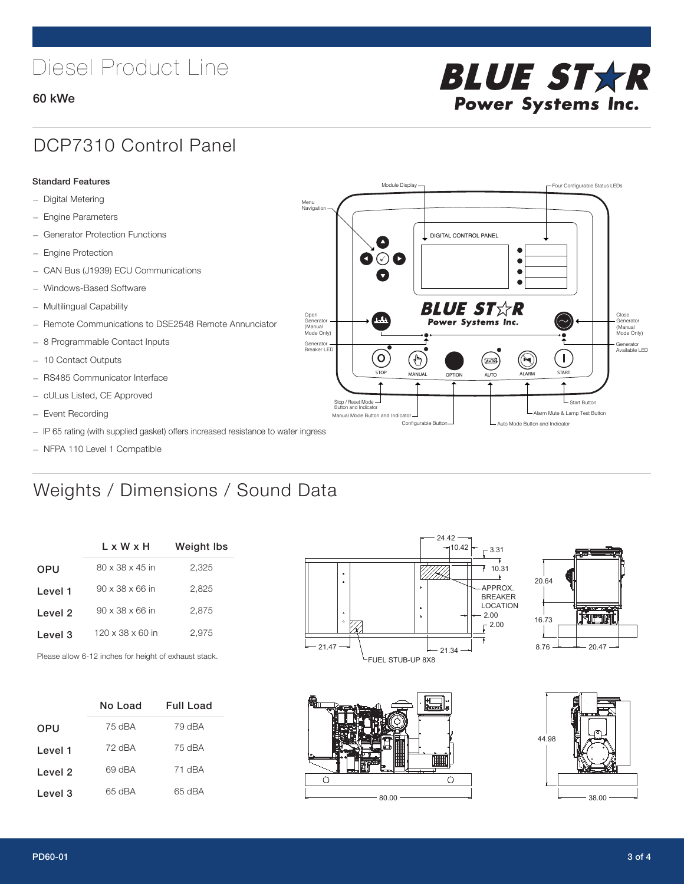# Diesel Product Line

**60 kWe**

## DCP7310 Control Panel

**Standard Features**

- Digital Metering
- Engine Parameters
- Generator Protection Functions
- Engine Protection
- CAN Bus (J1939) ECU Communications
- Windows-Based Software
- Multilingual Capability
- Remote Communications to DSE2548 Remote Annunciator
- 8 Programmable Contact Inputs
- 10 Contact Outputs
- RS485 Communicator Interface
- cULus Listed, CE Approved
- Event Recording
- IP 65 rating (with supplied gasket) offers increased resistance to water ingress
- NFPA 110 Level 1 Compatible

## Weights / Dimensions / Sound Data

| | L x W x H | Weight lbs |
|---|---|---|
| OPU | 80 x 38 x 45 in | 2,325 |
| Level 1 | 90 x 38 x 66 in | 2,825 |
| Level 2 | 90 x 38 x 66 in | 2,875 |
| Level 3 | 120 x 38 x 60 in | 2,975 |

Please allow 6-12 inches for height of exhaust stack.

| | No Load | Full Load |
|---|---|---|
| OPU | 75 dBA | 79 dBA |
| Level 1 | 72 dBA | 75 dBA |
| Level 2 | 69 dBA | 71 dBA |
| Level 3 | 65 dBA | 65 dBA |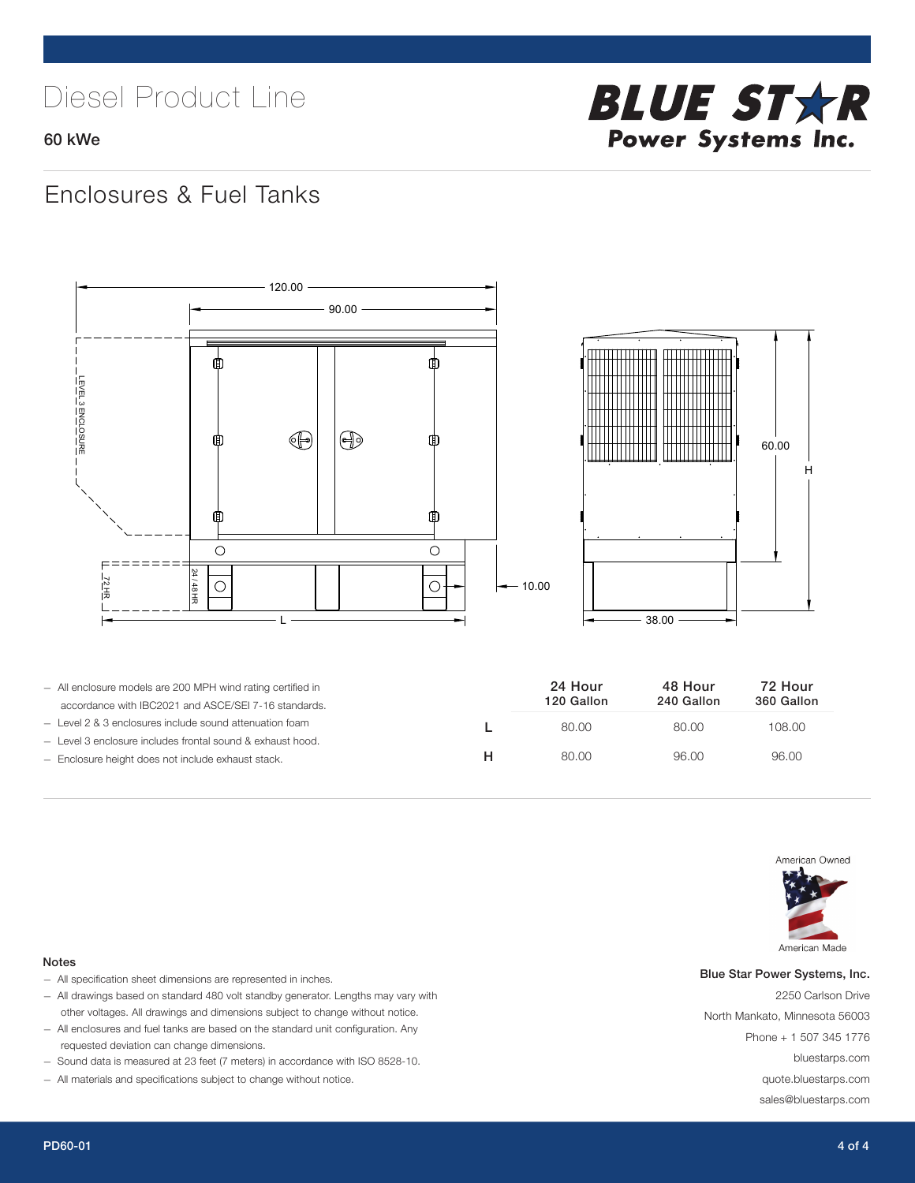# Diesel Product Line

60 kWe

BLUE STAR Power Systems Inc.

## Enclosures & Fuel Tanks

120.00

90.00

LEVEL 3 ENCLOSURE

72 HR

24 / 48 HR

10.00

L

60.00

H

38.00

- All enclosure models are 200 MPH wind rating certified in accordance with IBC2021 and ASCE/SEI 7-16 standards.
- Level 2 & 3 enclosures include sound attenuation foam
- Level 3 enclosure includes frontal sound & exhaust hood.
- Enclosure height does not include exhaust stack.

| | 24 Hour 120 Gallon | 48 Hour 240 Gallon | 72 Hour 360 Gallon |
|---|---|---|---|
| L | 80.00 | 80.00 | 108.00 |
| H | 80.00 | 96.00 | 96.00 |

American Owned

American Made

### Notes

- All specification sheet dimensions are represented in inches.
- All drawings based on standard 480 volt standby generator. Lengths may vary with other voltages. All drawings and dimensions subject to change without notice.
- All enclosures and fuel tanks are based on the standard unit configuration. Any requested deviation can change dimensions.
- Sound data is measured at 23 feet (7 meters) in accordance with ISO 8528-10.
- All materials and specifications subject to change without notice.

**Blue Star Power Systems, Inc.**

2250 Carlson Drive

North Mankato, Minnesota 56003

Phone + 1 507 345 1776

bluestarps.com

quote.bluestarps.com

sales@bluestarps.com

PD60-01